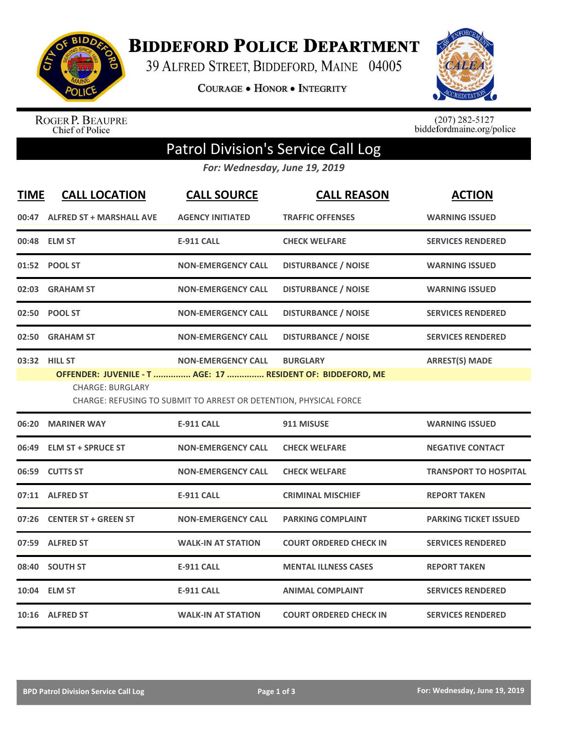# Biddeford Police Department

39 Alfred Street, Biddeford, Maine 04005

**Courage • Honor • Integrity**

Roger P. Beaupre
Chief of Police

(207) 282-5127
biddefordmaine.org/police

## Patrol Division's Service Call Log

*For: Wednesday, June 19, 2019*

| TIME | CALL LOCATION | CALL SOURCE | CALL REASON | ACTION |
|---|---|---|---|---|
| 00:47 | ALFRED ST + MARSHALL AVE | AGENCY INITIATED | TRAFFIC OFFENSES | WARNING ISSUED |
| 00:48 | ELM ST | E-911 CALL | CHECK WELFARE | SERVICES RENDERED |
| 01:52 | POOL ST | NON-EMERGENCY CALL | DISTURBANCE / NOISE | WARNING ISSUED |
| 02:03 | GRAHAM ST | NON-EMERGENCY CALL | DISTURBANCE / NOISE | WARNING ISSUED |
| 02:50 | POOL ST | NON-EMERGENCY CALL | DISTURBANCE / NOISE | SERVICES RENDERED |
| 02:50 | GRAHAM ST | NON-EMERGENCY CALL | DISTURBANCE / NOISE | SERVICES RENDERED |
| 03:32 | HILL ST | NON-EMERGENCY CALL | BURGLARY | ARREST(S) MADE |
| | **OFFENDER: JUVENILE - T ............... AGE: 17 ............... RESIDENT OF: BIDDEFORD, ME**<br>CHARGE: BURGLARY<br>CHARGE: REFUSING TO SUBMIT TO ARREST OR DETENTION, PHYSICAL FORCE | | | |
| 06:20 | MARINER WAY | E-911 CALL | 911 MISUSE | WARNING ISSUED |
| 06:49 | ELM ST + SPRUCE ST | NON-EMERGENCY CALL | CHECK WELFARE | NEGATIVE CONTACT |
| 06:59 | CUTTS ST | NON-EMERGENCY CALL | CHECK WELFARE | TRANSPORT TO HOSPITAL |
| 07:11 | ALFRED ST | E-911 CALL | CRIMINAL MISCHIEF | REPORT TAKEN |
| 07:26 | CENTER ST + GREEN ST | NON-EMERGENCY CALL | PARKING COMPLAINT | PARKING TICKET ISSUED |
| 07:59 | ALFRED ST | WALK-IN AT STATION | COURT ORDERED CHECK IN | SERVICES RENDERED |
| 08:40 | SOUTH ST | E-911 CALL | MENTAL ILLNESS CASES | REPORT TAKEN |
| 10:04 | ELM ST | E-911 CALL | ANIMAL COMPLAINT | SERVICES RENDERED |
| 10:16 | ALFRED ST | WALK-IN AT STATION | COURT ORDERED CHECK IN | SERVICES RENDERED |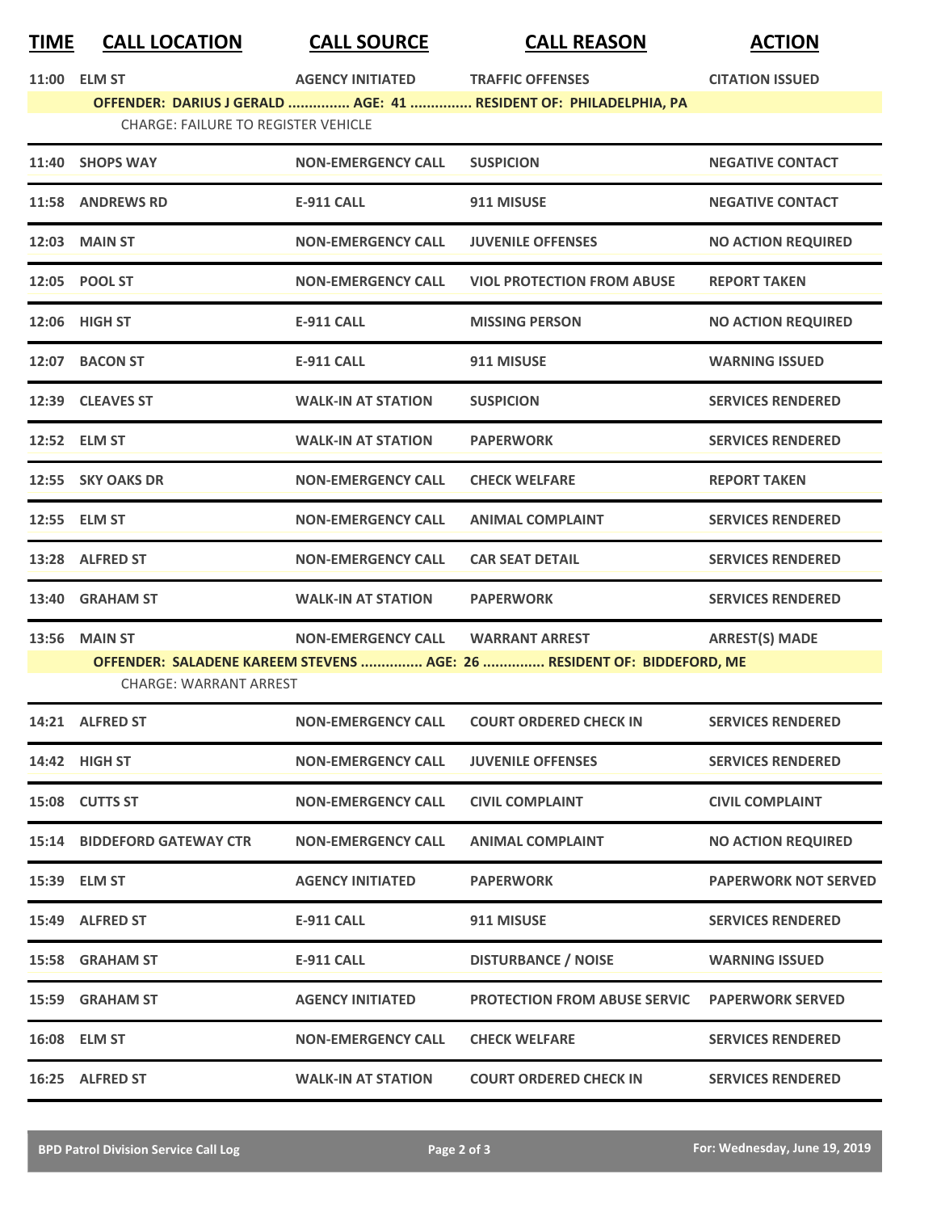| TIME | CALL LOCATION | CALL SOURCE | CALL REASON | ACTION |
|---|---|---|---|---|
| 11:00 | ELM ST | AGENCY INITIATED | TRAFFIC OFFENSES | CITATION ISSUED |
| | OFFENDER: DARIUS J GERALD ............... AGE: 41 ............... RESIDENT OF: PHILADELPHIA, PA | | | |
| | CHARGE: FAILURE TO REGISTER VEHICLE | | | |
| 11:40 | SHOPS WAY | NON-EMERGENCY CALL | SUSPICION | NEGATIVE CONTACT |
| 11:58 | ANDREWS RD | E-911 CALL | 911 MISUSE | NEGATIVE CONTACT |
| 12:03 | MAIN ST | NON-EMERGENCY CALL | JUVENILE OFFENSES | NO ACTION REQUIRED |
| 12:05 | POOL ST | NON-EMERGENCY CALL | VIOL PROTECTION FROM ABUSE | REPORT TAKEN |
| 12:06 | HIGH ST | E-911 CALL | MISSING PERSON | NO ACTION REQUIRED |
| 12:07 | BACON ST | E-911 CALL | 911 MISUSE | WARNING ISSUED |
| 12:39 | CLEAVES ST | WALK-IN AT STATION | SUSPICION | SERVICES RENDERED |
| 12:52 | ELM ST | WALK-IN AT STATION | PAPERWORK | SERVICES RENDERED |
| 12:55 | SKY OAKS DR | NON-EMERGENCY CALL | CHECK WELFARE | REPORT TAKEN |
| 12:55 | ELM ST | NON-EMERGENCY CALL | ANIMAL COMPLAINT | SERVICES RENDERED |
| 13:28 | ALFRED ST | NON-EMERGENCY CALL | CAR SEAT DETAIL | SERVICES RENDERED |
| 13:40 | GRAHAM ST | WALK-IN AT STATION | PAPERWORK | SERVICES RENDERED |
| 13:56 | MAIN ST | NON-EMERGENCY CALL | WARRANT ARREST | ARREST(S) MADE |
| | OFFENDER: SALADENE KAREEM STEVENS ............... AGE: 26 ............... RESIDENT OF: BIDDEFORD, ME | | | |
| | CHARGE: WARRANT ARREST | | | |
| 14:21 | ALFRED ST | NON-EMERGENCY CALL | COURT ORDERED CHECK IN | SERVICES RENDERED |
| 14:42 | HIGH ST | NON-EMERGENCY CALL | JUVENILE OFFENSES | SERVICES RENDERED |
| 15:08 | CUTTS ST | NON-EMERGENCY CALL | CIVIL COMPLAINT | CIVIL COMPLAINT |
| 15:14 | BIDDEFORD GATEWAY CTR | NON-EMERGENCY CALL | ANIMAL COMPLAINT | NO ACTION REQUIRED |
| 15:39 | ELM ST | AGENCY INITIATED | PAPERWORK | PAPERWORK NOT SERVED |
| 15:49 | ALFRED ST | E-911 CALL | 911 MISUSE | SERVICES RENDERED |
| 15:58 | GRAHAM ST | E-911 CALL | DISTURBANCE / NOISE | WARNING ISSUED |
| 15:59 | GRAHAM ST | AGENCY INITIATED | PROTECTION FROM ABUSE SERVIC | PAPERWORK SERVED |
| 16:08 | ELM ST | NON-EMERGENCY CALL | CHECK WELFARE | SERVICES RENDERED |
| 16:25 | ALFRED ST | WALK-IN AT STATION | COURT ORDERED CHECK IN | SERVICES RENDERED |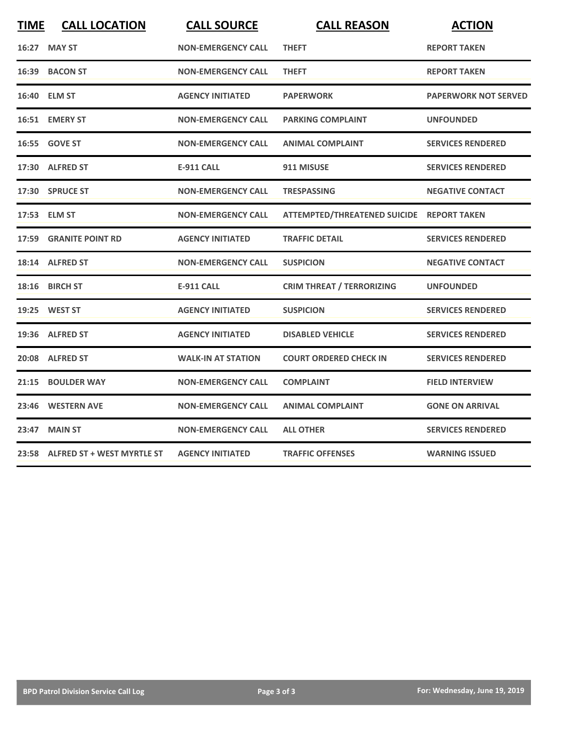| TIME | CALL LOCATION | CALL SOURCE | CALL REASON | ACTION |
|---|---|---|---|---|
| 16:27 | MAY ST | NON-EMERGENCY CALL | THEFT | REPORT TAKEN |
| 16:39 | BACON ST | NON-EMERGENCY CALL | THEFT | REPORT TAKEN |
| 16:40 | ELM ST | AGENCY INITIATED | PAPERWORK | PAPERWORK NOT SERVED |
| 16:51 | EMERY ST | NON-EMERGENCY CALL | PARKING COMPLAINT | UNFOUNDED |
| 16:55 | GOVE ST | NON-EMERGENCY CALL | ANIMAL COMPLAINT | SERVICES RENDERED |
| 17:30 | ALFRED ST | E-911 CALL | 911 MISUSE | SERVICES RENDERED |
| 17:30 | SPRUCE ST | NON-EMERGENCY CALL | TRESPASSING | NEGATIVE CONTACT |
| 17:53 | ELM ST | NON-EMERGENCY CALL | ATTEMPTED/THREATENED SUICIDE | REPORT TAKEN |
| 17:59 | GRANITE POINT RD | AGENCY INITIATED | TRAFFIC DETAIL | SERVICES RENDERED |
| 18:14 | ALFRED ST | NON-EMERGENCY CALL | SUSPICION | NEGATIVE CONTACT |
| 18:16 | BIRCH ST | E-911 CALL | CRIM THREAT / TERRORIZING | UNFOUNDED |
| 19:25 | WEST ST | AGENCY INITIATED | SUSPICION | SERVICES RENDERED |
| 19:36 | ALFRED ST | AGENCY INITIATED | DISABLED VEHICLE | SERVICES RENDERED |
| 20:08 | ALFRED ST | WALK-IN AT STATION | COURT ORDERED CHECK IN | SERVICES RENDERED |
| 21:15 | BOULDER WAY | NON-EMERGENCY CALL | COMPLAINT | FIELD INTERVIEW |
| 23:46 | WESTERN AVE | NON-EMERGENCY CALL | ANIMAL COMPLAINT | GONE ON ARRIVAL |
| 23:47 | MAIN ST | NON-EMERGENCY CALL | ALL OTHER | SERVICES RENDERED |
| 23:58 | ALFRED ST + WEST MYRTLE ST | AGENCY INITIATED | TRAFFIC OFFENSES | WARNING ISSUED |